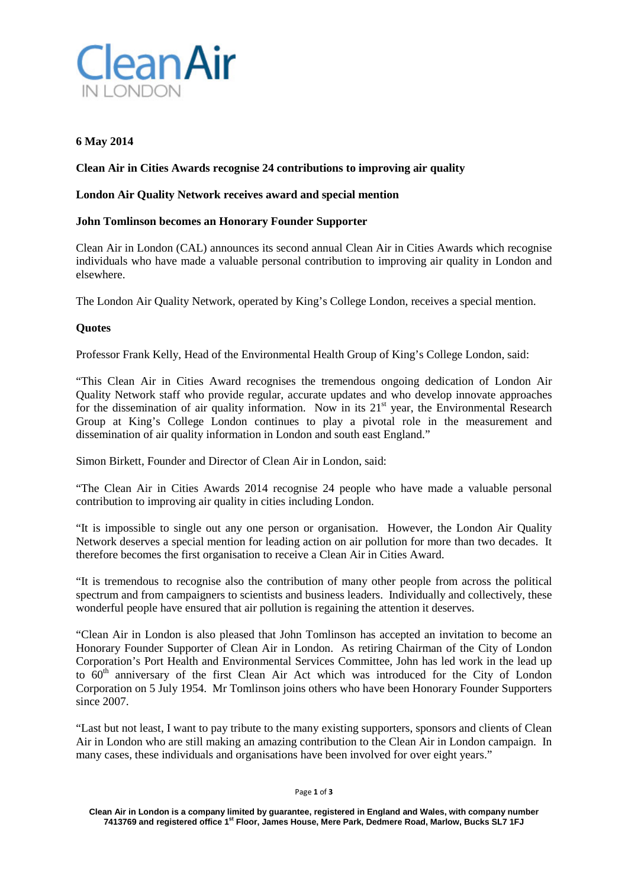**Clean Air IN LONDON**

**6 May 2014**

**Clean Air in Cities Awards recognise 24 contributions to improving air quality**

**London Air Quality Network receives award and special mention**

**John Tomlinson becomes an Honorary Founder Supporter**

Clean Air in London (CAL) announces its second annual Clean Air in Cities Awards which recognise individuals who have made a valuable personal contribution to improving air quality in London and elsewhere.

The London Air Quality Network, operated by King's College London, receives a special mention.

**Quotes**

Professor Frank Kelly, Head of the Environmental Health Group of King's College London, said:

"This Clean Air in Cities Award recognises the tremendous ongoing dedication of London Air Quality Network staff who provide regular, accurate updates and who develop innovate approaches for the dissemination of air quality information. Now in its 21st year, the Environmental Research Group at King's College London continues to play a pivotal role in the measurement and dissemination of air quality information in London and south east England."

Simon Birkett, Founder and Director of Clean Air in London, said:

"The Clean Air in Cities Awards 2014 recognise 24 people who have made a valuable personal contribution to improving air quality in cities including London.

"It is impossible to single out any one person or organisation. However, the London Air Quality Network deserves a special mention for leading action on air pollution for more than two decades. It therefore becomes the first organisation to receive a Clean Air in Cities Award.

"It is tremendous to recognise also the contribution of many other people from across the political spectrum and from campaigners to scientists and business leaders. Individually and collectively, these wonderful people have ensured that air pollution is regaining the attention it deserves.

"Clean Air in London is also pleased that John Tomlinson has accepted an invitation to become an Honorary Founder Supporter of Clean Air in London. As retiring Chairman of the City of London Corporation's Port Health and Environmental Services Committee, John has led work in the lead up to 60th anniversary of the first Clean Air Act which was introduced for the City of London Corporation on 5 July 1954. Mr Tomlinson joins others who have been Honorary Founder Supporters since 2007.

"Last but not least, I want to pay tribute to the many existing supporters, sponsors and clients of Clean Air in London who are still making an amazing contribution to the Clean Air in London campaign. In many cases, these individuals and organisations have been involved for over eight years."

**Clean Air in London is a company limited by guarantee, registered in England and Wales, with company number 7413769 and registered office 1st Floor, James House, Mere Park, Dedmere Road, Marlow, Bucks SL7 1FJ**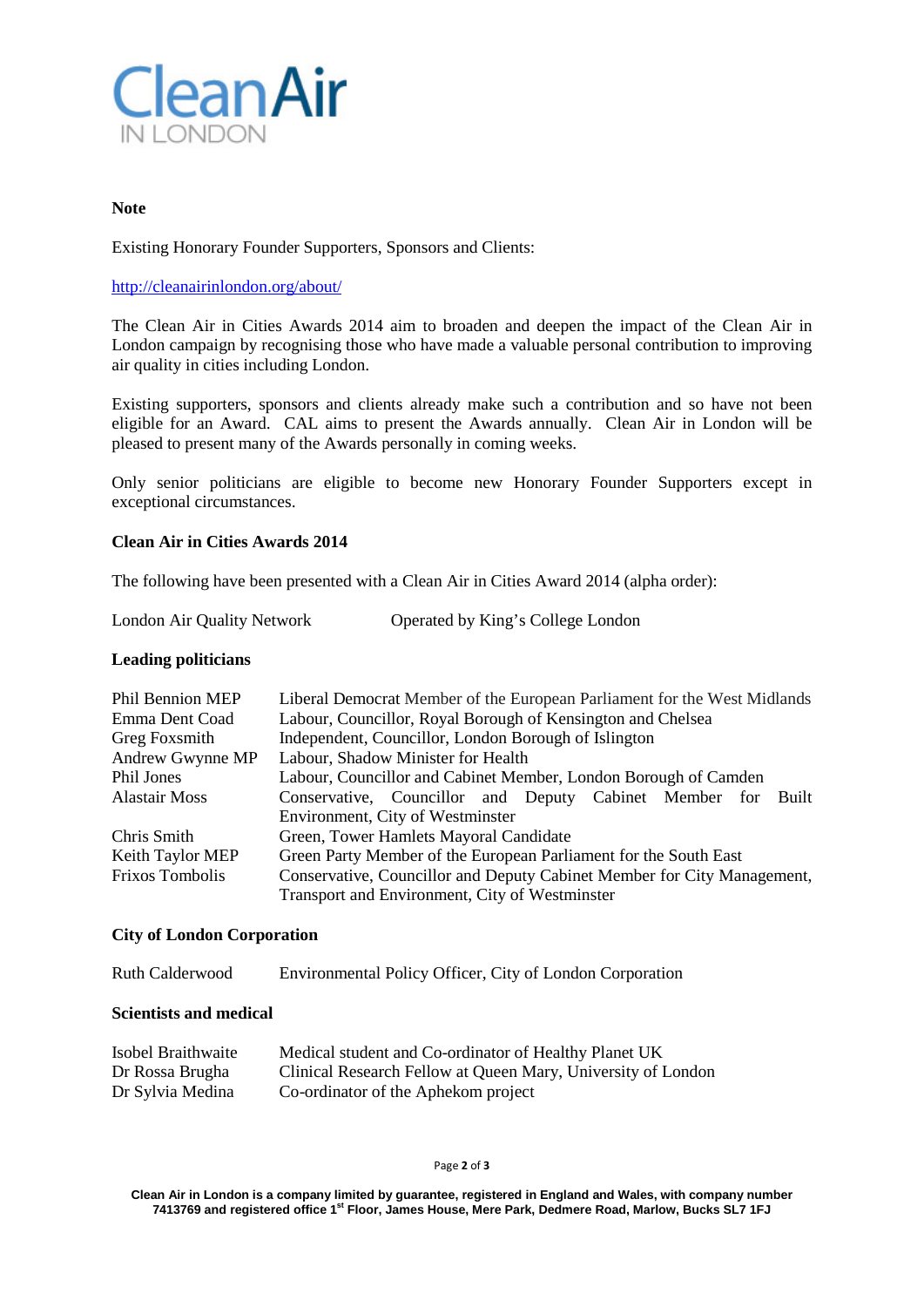**Note**

Existing Honorary Founder Supporters, Sponsors and Clients:

http://cleanairinlondon.org/about/

The Clean Air in Cities Awards 2014 aim to broaden and deepen the impact of the Clean Air in London campaign by recognising those who have made a valuable personal contribution to improving air quality in cities including London.

Existing supporters, sponsors and clients already make such a contribution and so have not been eligible for an Award. CAL aims to present the Awards annually. Clean Air in London will be pleased to present many of the Awards personally in coming weeks.

Only senior politicians are eligible to become new Honorary Founder Supporters except in exceptional circumstances.

**Clean Air in Cities Awards 2014**

The following have been presented with a Clean Air in Cities Award 2014 (alpha order):

| | |
|---|---|
| London Air Quality Network | Operated by King's College London |

**Leading politicians**

| | |
|---|---|
| Phil Bennion MEP | Liberal Democrat Member of the European Parliament for the West Midlands |
| Emma Dent Coad | Labour, Councillor, Royal Borough of Kensington and Chelsea |
| Greg Foxsmith | Independent, Councillor, London Borough of Islington |
| Andrew Gwynne MP | Labour, Shadow Minister for Health |
| Phil Jones | Labour, Councillor and Cabinet Member, London Borough of Camden |
| Alastair Moss | Conservative, Councillor and Deputy Cabinet Member for Built Environment, City of Westminster |
| Chris Smith | Green, Tower Hamlets Mayoral Candidate |
| Keith Taylor MEP | Green Party Member of the European Parliament for the South East |
| Frixos Tombolis | Conservative, Councillor and Deputy Cabinet Member for City Management, Transport and Environment, City of Westminster |

**City of London Corporation**

| | |
|---|---|
| Ruth Calderwood | Environmental Policy Officer, City of London Corporation |

**Scientists and medical**

| | |
|---|---|
| Isobel Braithwaite | Medical student and Co-ordinator of Healthy Planet UK |
| Dr Rossa Brugha | Clinical Research Fellow at Queen Mary, University of London |
| Dr Sylvia Medina | Co-ordinator of the Aphekom project |

**Clean Air in London is a company limited by guarantee, registered in England and Wales, with company number 7413769 and registered office 1st Floor, James House, Mere Park, Dedmere Road, Marlow, Bucks SL7 1FJ**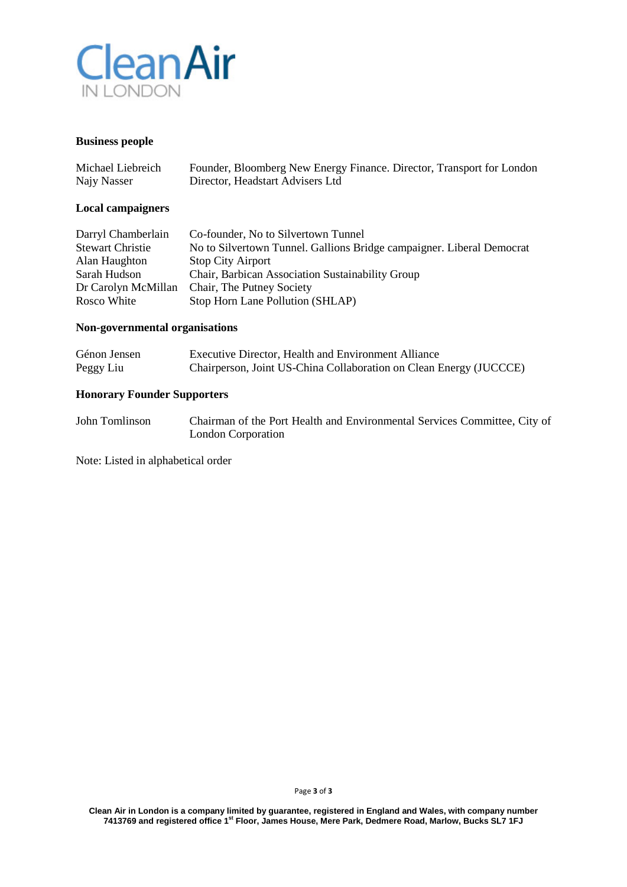Clean Air IN LONDON

**Business people**

| | |
|---|---|
| Michael Liebreich | Founder, Bloomberg New Energy Finance. Director, Transport for London |
| Najy Nasser | Director, Headstart Advisers Ltd |

**Local campaigners**

| | |
|---|---|
| Darryl Chamberlain | Co-founder, No to Silvertown Tunnel |
| Stewart Christie | No to Silvertown Tunnel. Gallions Bridge campaigner. Liberal Democrat |
| Alan Haughton | Stop City Airport |
| Sarah Hudson | Chair, Barbican Association Sustainability Group |
| Dr Carolyn McMillan | Chair, The Putney Society |
| Rosco White | Stop Horn Lane Pollution (SHLAP) |

**Non-governmental organisations**

| | |
|---|---|
| Génon Jensen | Executive Director, Health and Environment Alliance |
| Peggy Liu | Chairperson, Joint US-China Collaboration on Clean Energy (JUCCCE) |

**Honorary Founder Supporters**

| | |
|---|---|
| John Tomlinson | Chairman of the Port Health and Environmental Services Committee, City of London Corporation |

Note: Listed in alphabetical order

**Clean Air in London is a company limited by guarantee, registered in England and Wales, with company number 7413769 and registered office 1st Floor, James House, Mere Park, Dedmere Road, Marlow, Bucks SL7 1FJ**